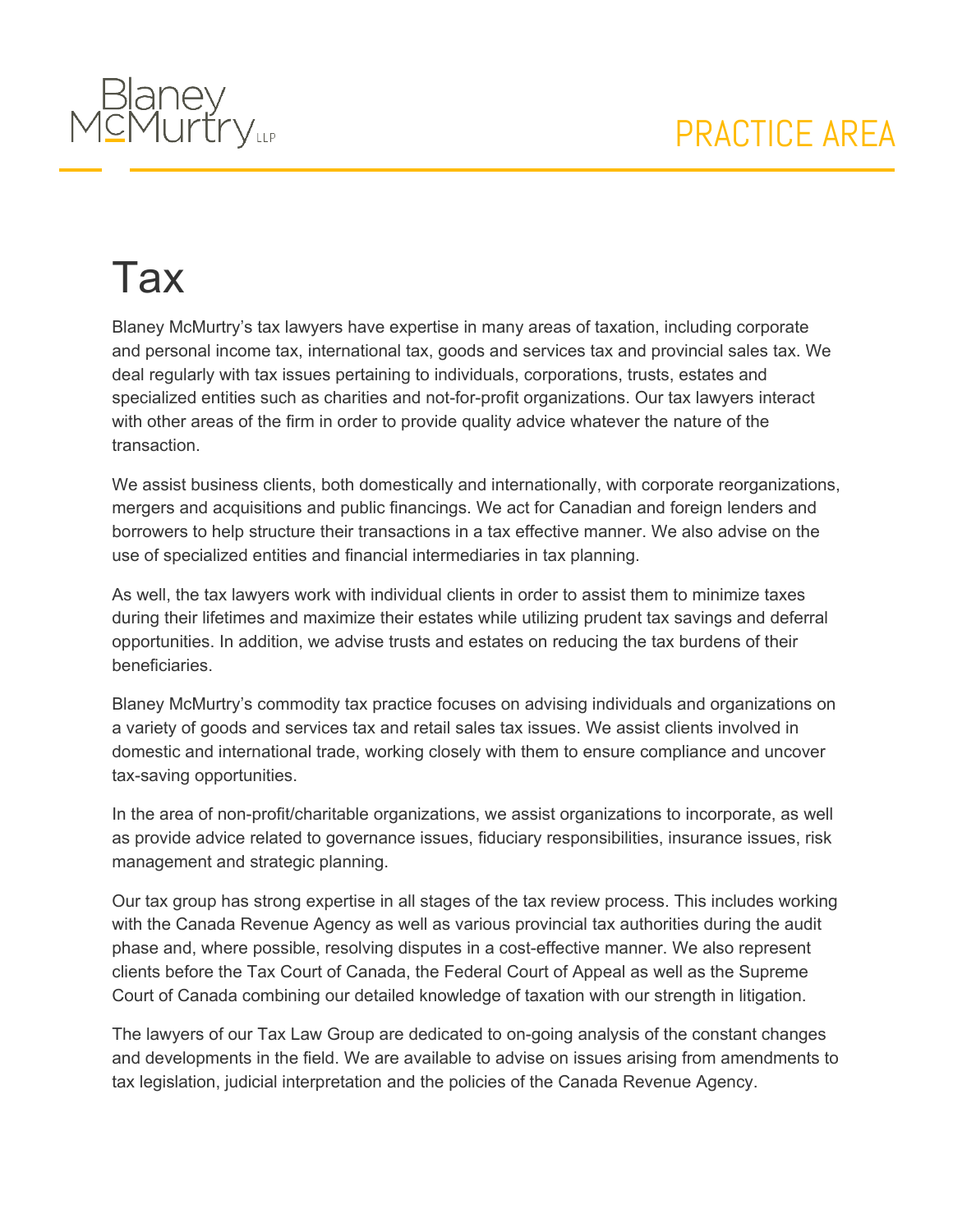Blaney McMurtry LLP

PRACTICE AREA

# Tax

Blaney McMurtry's tax lawyers have expertise in many areas of taxation, including corporate and personal income tax, international tax, goods and services tax and provincial sales tax. We deal regularly with tax issues pertaining to individuals, corporations, trusts, estates and specialized entities such as charities and not-for-profit organizations. Our tax lawyers interact with other areas of the firm in order to provide quality advice whatever the nature of the transaction.

We assist business clients, both domestically and internationally, with corporate reorganizations, mergers and acquisitions and public financings. We act for Canadian and foreign lenders and borrowers to help structure their transactions in a tax effective manner. We also advise on the use of specialized entities and financial intermediaries in tax planning.

As well, the tax lawyers work with individual clients in order to assist them to minimize taxes during their lifetimes and maximize their estates while utilizing prudent tax savings and deferral opportunities. In addition, we advise trusts and estates on reducing the tax burdens of their beneficiaries.

Blaney McMurtry's commodity tax practice focuses on advising individuals and organizations on a variety of goods and services tax and retail sales tax issues. We assist clients involved in domestic and international trade, working closely with them to ensure compliance and uncover tax-saving opportunities.

In the area of non-profit/charitable organizations, we assist organizations to incorporate, as well as provide advice related to governance issues, fiduciary responsibilities, insurance issues, risk management and strategic planning.

Our tax group has strong expertise in all stages of the tax review process. This includes working with the Canada Revenue Agency as well as various provincial tax authorities during the audit phase and, where possible, resolving disputes in a cost-effective manner. We also represent clients before the Tax Court of Canada, the Federal Court of Appeal as well as the Supreme Court of Canada combining our detailed knowledge of taxation with our strength in litigation.

The lawyers of our Tax Law Group are dedicated to on-going analysis of the constant changes and developments in the field. We are available to advise on issues arising from amendments to tax legislation, judicial interpretation and the policies of the Canada Revenue Agency.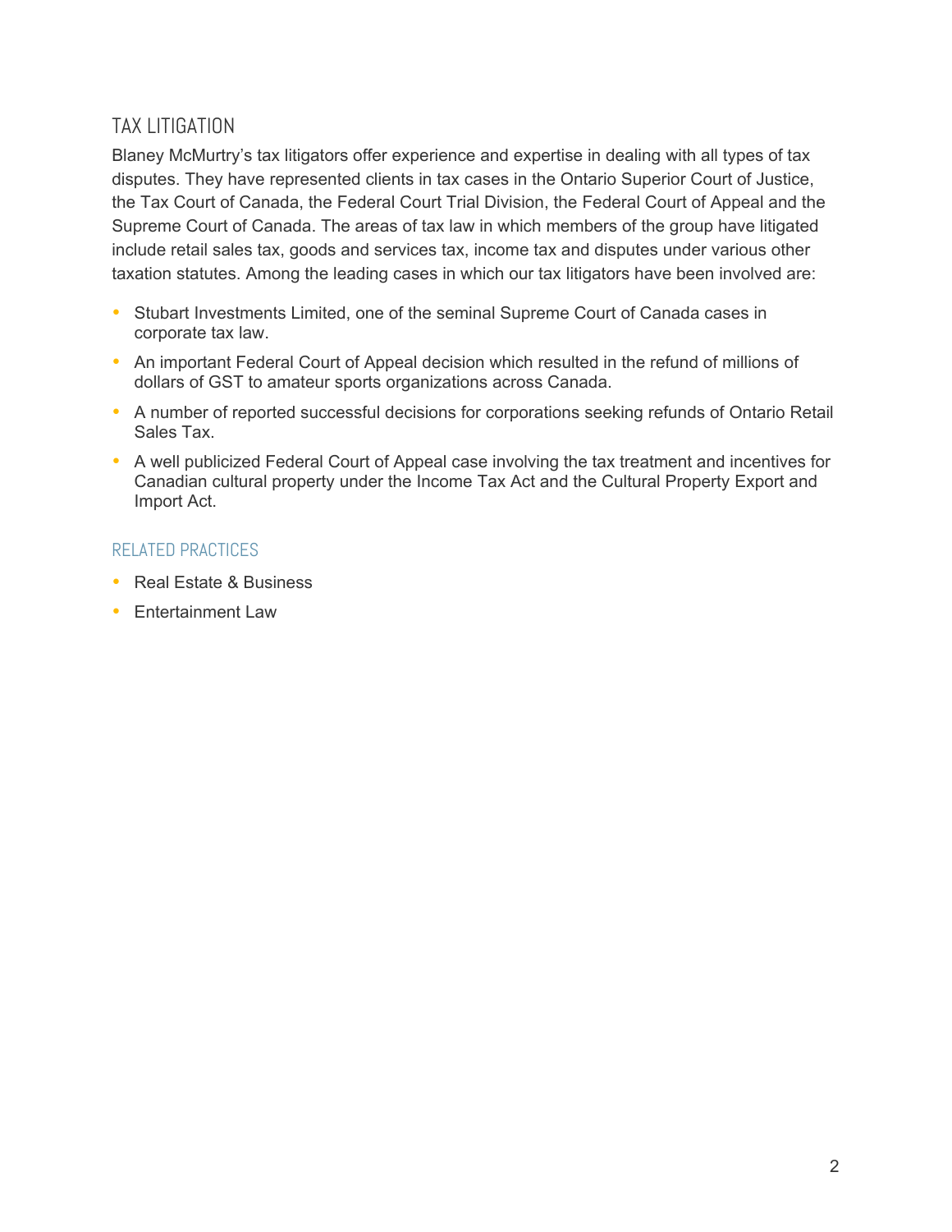## TAX LITIGATION

Blaney McMurtry's tax litigators offer experience and expertise in dealing with all types of tax disputes. They have represented clients in tax cases in the Ontario Superior Court of Justice, the Tax Court of Canada, the Federal Court Trial Division, the Federal Court of Appeal and the Supreme Court of Canada. The areas of tax law in which members of the group have litigated include retail sales tax, goods and services tax, income tax and disputes under various other taxation statutes. Among the leading cases in which our tax litigators have been involved are:

- Stubart Investments Limited, one of the seminal Supreme Court of Canada cases in corporate tax law.
- An important Federal Court of Appeal decision which resulted in the refund of millions of dollars of GST to amateur sports organizations across Canada.
- A number of reported successful decisions for corporations seeking refunds of Ontario Retail Sales Tax.
- A well publicized Federal Court of Appeal case involving the tax treatment and incentives for Canadian cultural property under the Income Tax Act and the Cultural Property Export and Import Act.

### RELATED PRACTICES

- Real Estate & Business
- Entertainment Law